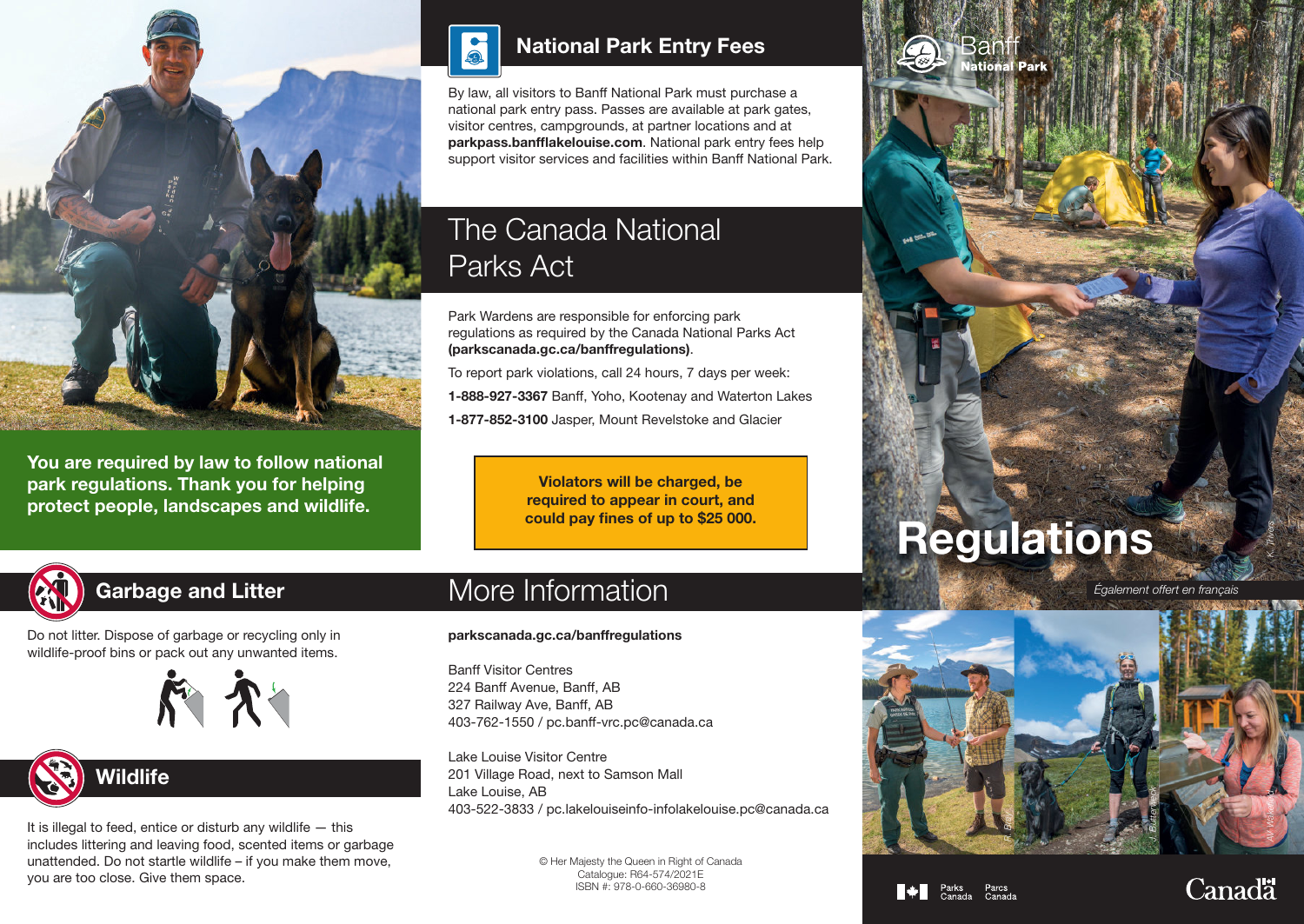# Banff National Park

# Regulations

*Également offert en français*

You are required by law to follow national park regulations. Thank you for helping protect people, landscapes and wildlife.

## Garbage and Litter

Do not litter. Dispose of garbage or recycling only in wildlife-proof bins or pack out any unwanted items.

## Wildlife

It is illegal to feed, entice or disturb any wildlife — this includes littering and leaving food, scented items or garbage unattended. Do not startle wildlife – if you make them move, you are too close. Give them space.

## National Park Entry Fees

By law, all visitors to Banff National Park must purchase a national park entry pass. Passes are available at park gates, visitor centres, campgrounds, at partner locations and at **parkpass.banfflakelouise.com**. National park entry fees help support visitor services and facilities within Banff National Park.

## The Canada National Parks Act

Park Wardens are responsible for enforcing park regulations as required by the Canada National Parks Act **(parkscanada.gc.ca/banffregulations)**.

To report park violations, call 24 hours, 7 days per week:

**1-888-927-3367** Banff, Yoho, Kootenay and Waterton Lakes

**1-877-852-3100** Jasper, Mount Revelstoke and Glacier

**Violators will be charged, be required to appear in court, and could pay fines of up to $25 000.**

## More Information

**parkscanada.gc.ca/banffregulations**

Banff Visitor Centres
224 Banff Avenue, Banff, AB
327 Railway Ave, Banff, AB
403-762-1550 / pc.banff-vrc.pc@canada.ca

Lake Louise Visitor Centre
201 Village Road, next to Samson Mall
Lake Louise, AB
403-522-3833 / pc.lakelouiseinfo-infolakelouise.pc@canada.ca

© Her Majesty the Queen in Right of Canada
Catalogue: R64-574/2021E
ISBN #: 978-0-660-36980-8

Parks Canada / Parcs Canada

Canada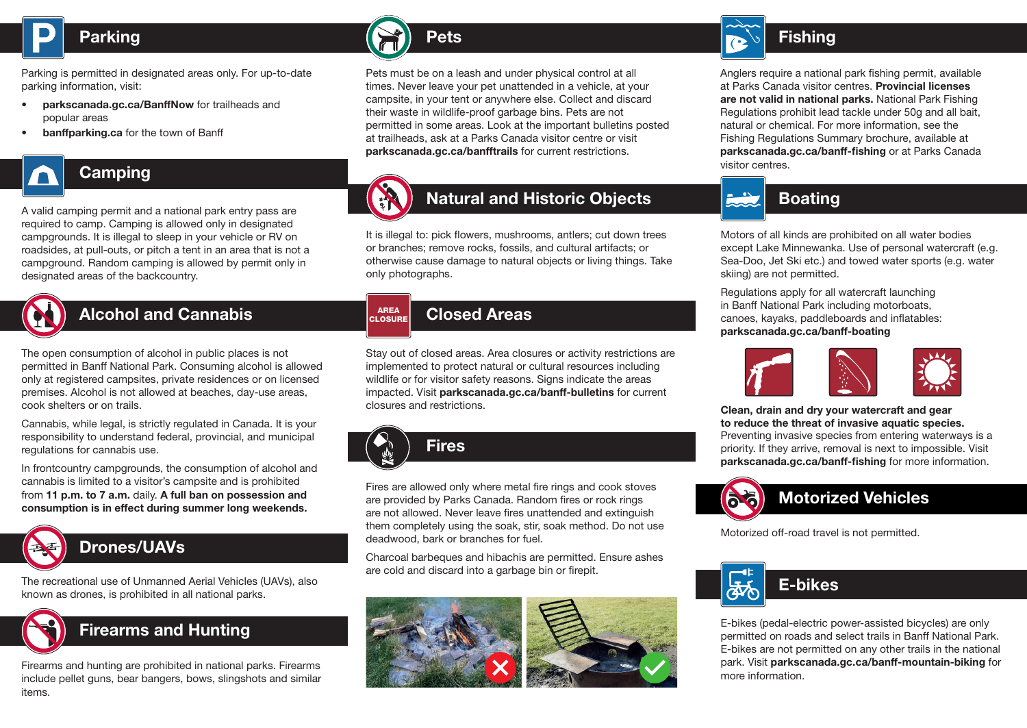## Parking

Parking is permitted in designated areas only. For up-to-date parking information, visit:

- **parkscanada.gc.ca/BanffNow** for trailheads and popular areas
- **banffparking.ca** for the town of Banff

## Camping

A valid camping permit and a national park entry pass are required to camp. Camping is allowed only in designated campgrounds. It is illegal to sleep in your vehicle or RV on roadsides, at pull-outs, or pitch a tent in an area that is not a campground. Random camping is allowed by permit only in designated areas of the backcountry.

## Alcohol and Cannabis

The open consumption of alcohol in public places is not permitted in Banff National Park. Consuming alcohol is allowed only at registered campsites, private residences or on licensed premises. Alcohol is not allowed at beaches, day-use areas, cook shelters or on trails.

Cannabis, while legal, is strictly regulated in Canada. It is your responsibility to understand federal, provincial, and municipal regulations for cannabis use.

In frontcountry campgrounds, the consumption of alcohol and cannabis is limited to a visitor's campsite and is prohibited from **11 p.m. to 7 a.m.** daily. **A full ban on possession and consumption is in effect during summer long weekends.**

## Drones/UAVs

The recreational use of Unmanned Aerial Vehicles (UAVs), also known as drones, is prohibited in all national parks.

## Firearms and Hunting

Firearms and hunting are prohibited in national parks. Firearms include pellet guns, bear bangers, bows, slingshots and similar items.

## Pets

Pets must be on a leash and under physical control at all times. Never leave your pet unattended in a vehicle, at your campsite, in your tent or anywhere else. Collect and discard their waste in wildlife-proof garbage bins. Pets are not permitted in some areas. Look at the important bulletins posted at trailheads, ask at a Parks Canada visitor centre or visit **parkscanada.gc.ca/banfftrails** for current restrictions.

## Natural and Historic Objects

It is illegal to: pick flowers, mushrooms, antlers; cut down trees or branches; remove rocks, fossils, and cultural artifacts; or otherwise cause damage to natural objects or living things. Take only photographs.

## Closed Areas

Stay out of closed areas. Area closures or activity restrictions are implemented to protect natural or cultural resources including wildlife or for visitor safety reasons. Signs indicate the areas impacted. Visit **parkscanada.gc.ca/banff-bulletins** for current closures and restrictions.

## Fires

Fires are allowed only where metal fire rings and cook stoves are provided by Parks Canada. Random fires or rock rings are not allowed. Never leave fires unattended and extinguish them completely using the soak, stir, soak method. Do not use deadwood, bark or branches for fuel.

Charcoal barbeques and hibachis are permitted. Ensure ashes are cold and discard into a garbage bin or firepit.

## Fishing

Anglers require a national park fishing permit, available at Parks Canada visitor centres. **Provincial licenses are not valid in national parks.** National Park Fishing Regulations prohibit lead tackle under 50g and all bait, natural or chemical. For more information, see the Fishing Regulations Summary brochure, available at **parkscanada.gc.ca/banff-fishing** or at Parks Canada visitor centres.

## Boating

Motors of all kinds are prohibited on all water bodies except Lake Minnewanka. Use of personal watercraft (e.g. Sea-Doo, Jet Ski etc.) and towed water sports (e.g. water skiing) are not permitted.

Regulations apply for all watercraft launching in Banff National Park including motorboats, canoes, kayaks, paddleboards and inflatables: **parkscanada.gc.ca/banff-boating**

**Clean, drain and dry your watercraft and gear to reduce the threat of invasive aquatic species.** Preventing invasive species from entering waterways is a priority. If they arrive, removal is next to impossible. Visit **parkscanada.gc.ca/banff-fishing** for more information.

## Motorized Vehicles

Motorized off-road travel is not permitted.

## E-bikes

E-bikes (pedal-electric power-assisted bicycles) are only permitted on roads and select trails in Banff National Park. E-bikes are not permitted on any other trails in the national park. Visit **parkscanada.gc.ca/banff-mountain-biking** for more information.